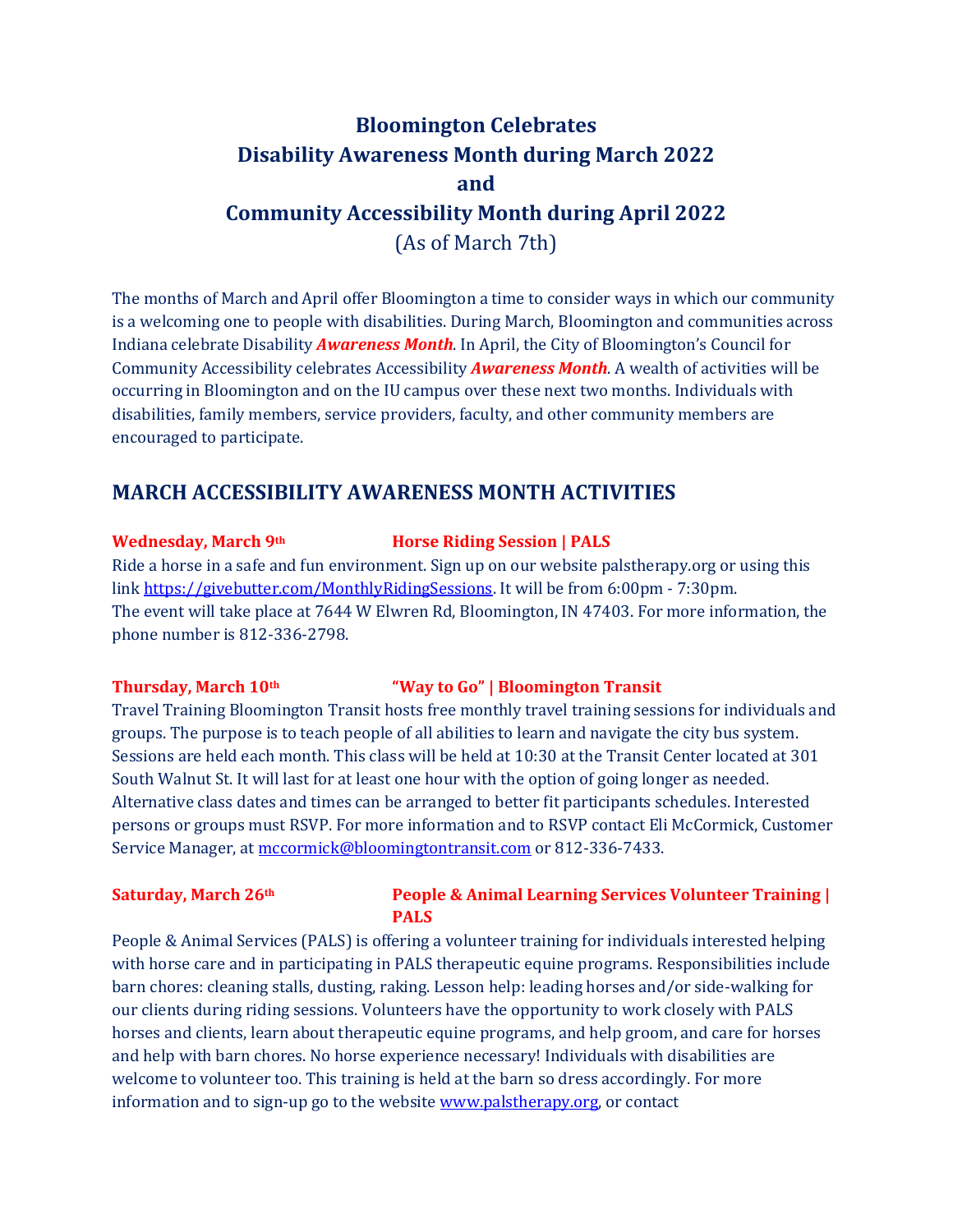# Bloomington Celebrates Disability Awareness Month during March 2022 and Community Accessibility Month during April 2022

(As of March 7th)

The months of March and April offer Bloomington a time to consider ways in which our community is a welcoming one to people with disabilities. During March, Bloomington and communities across Indiana celebrate Disability ***Awareness Month***. In April, the City of Bloomington's Council for Community Accessibility celebrates Accessibility ***Awareness Month***. A wealth of activities will be occurring in Bloomington and on the IU campus over these next two months. Individuals with disabilities, family members, service providers, faculty, and other community members are encouraged to participate.

## MARCH ACCESSIBILITY AWARENESS MONTH ACTIVITIES

**Wednesday, March 9th** **Horse Riding Session | PALS**

Ride a horse in a safe and fun environment. Sign up on our website palstherapy.org or using this link https://givebutter.com/MonthlyRidingSessions. It will be from 6:00pm - 7:30pm. The event will take place at 7644 W Elwren Rd, Bloomington, IN 47403. For more information, the phone number is 812-336-2798.

**Thursday, March 10th** **"Way to Go" | Bloomington Transit**

Travel Training Bloomington Transit hosts free monthly travel training sessions for individuals and groups. The purpose is to teach people of all abilities to learn and navigate the city bus system. Sessions are held each month. This class will be held at 10:30 at the Transit Center located at 301 South Walnut St. It will last for at least one hour with the option of going longer as needed. Alternative class dates and times can be arranged to better fit participants schedules. Interested persons or groups must RSVP. For more information and to RSVP contact Eli McCormick, Customer Service Manager, at mccormick@bloomingtontransit.com or 812-336-7433.

**Saturday, March 26th** **People & Animal Learning Services Volunteer Training | PALS**

People & Animal Services (PALS) is offering a volunteer training for individuals interested helping with horse care and in participating in PALS therapeutic equine programs. Responsibilities include barn chores: cleaning stalls, dusting, raking. Lesson help: leading horses and/or side-walking for our clients during riding sessions. Volunteers have the opportunity to work closely with PALS horses and clients, learn about therapeutic equine programs, and help groom, and care for horses and help with barn chores. No horse experience necessary! Individuals with disabilities are welcome to volunteer too. This training is held at the barn so dress accordingly. For more information and to sign-up go to the website www.palstherapy.org, or contact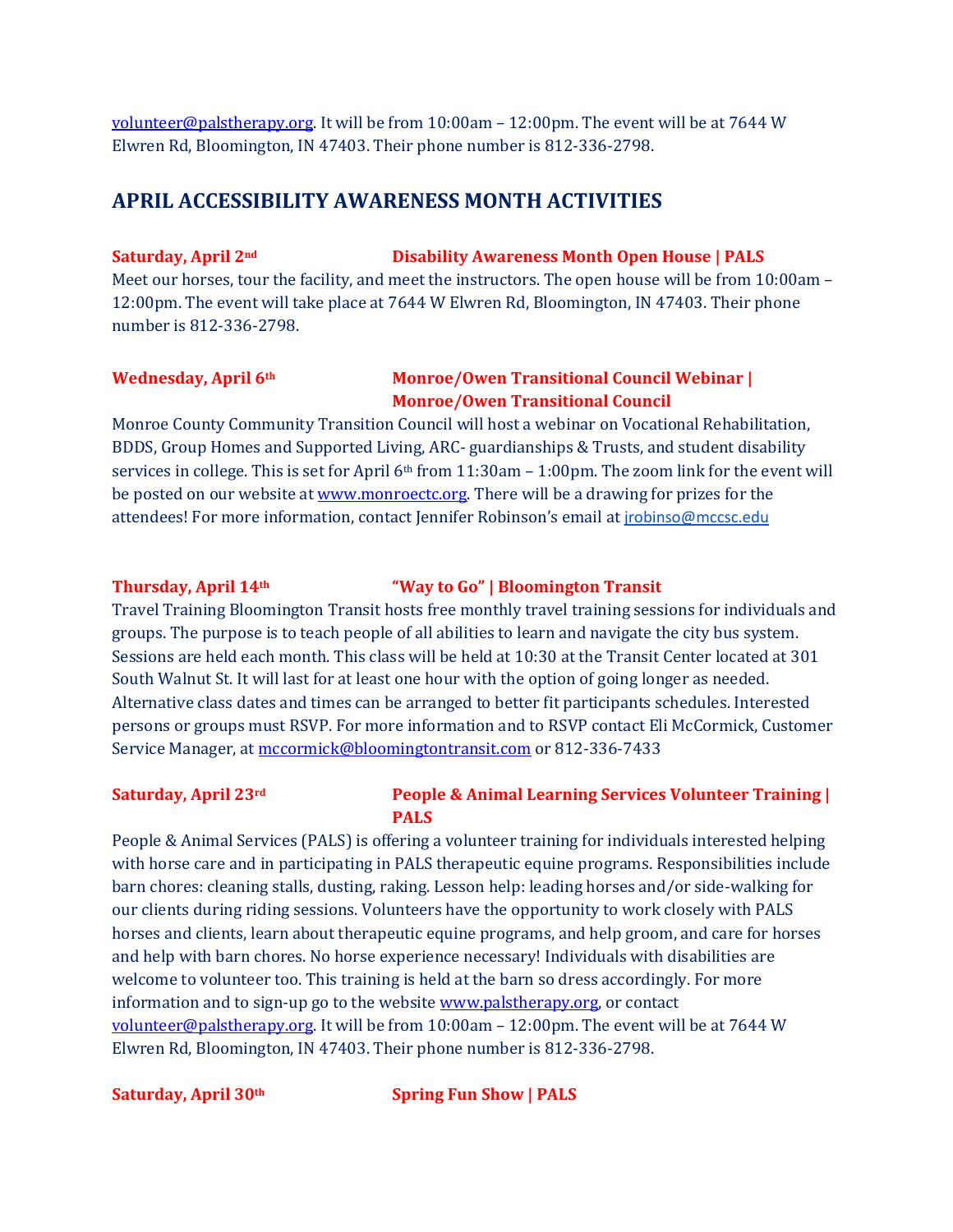volunteer@palstherapy.org. It will be from 10:00am – 12:00pm. The event will be at 7644 W Elwren Rd, Bloomington, IN 47403. Their phone number is 812-336-2798.

## APRIL ACCESSIBILITY AWARENESS MONTH ACTIVITIES

**Saturday, April 2nd** **Disability Awareness Month Open House | PALS**

Meet our horses, tour the facility, and meet the instructors. The open house will be from 10:00am – 12:00pm. The event will take place at 7644 W Elwren Rd, Bloomington, IN 47403. Their phone number is 812-336-2798.

**Wednesday, April 6th** **Monroe/Owen Transitional Council Webinar | Monroe/Owen Transitional Council**

Monroe County Community Transition Council will host a webinar on Vocational Rehabilitation, BDDS, Group Homes and Supported Living, ARC- guardianships & Trusts, and student disability services in college. This is set for April 6th from 11:30am – 1:00pm. The zoom link for the event will be posted on our website at www.monroectc.org. There will be a drawing for prizes for the attendees! For more information, contact Jennifer Robinson's email at jrobinso@mccsc.edu

**Thursday, April 14th** **"Way to Go" | Bloomington Transit**

Travel Training Bloomington Transit hosts free monthly travel training sessions for individuals and groups. The purpose is to teach people of all abilities to learn and navigate the city bus system. Sessions are held each month. This class will be held at 10:30 at the Transit Center located at 301 South Walnut St. It will last for at least one hour with the option of going longer as needed. Alternative class dates and times can be arranged to better fit participants schedules. Interested persons or groups must RSVP. For more information and to RSVP contact Eli McCormick, Customer Service Manager, at mccormick@bloomingtontransit.com or 812-336-7433

**Saturday, April 23rd** **People & Animal Learning Services Volunteer Training | PALS**

People & Animal Services (PALS) is offering a volunteer training for individuals interested helping with horse care and in participating in PALS therapeutic equine programs. Responsibilities include barn chores: cleaning stalls, dusting, raking. Lesson help: leading horses and/or side-walking for our clients during riding sessions. Volunteers have the opportunity to work closely with PALS horses and clients, learn about therapeutic equine programs, and help groom, and care for horses and help with barn chores. No horse experience necessary! Individuals with disabilities are welcome to volunteer too. This training is held at the barn so dress accordingly. For more information and to sign-up go to the website www.palstherapy.org, or contact volunteer@palstherapy.org. It will be from 10:00am – 12:00pm. The event will be at 7644 W Elwren Rd, Bloomington, IN 47403. Their phone number is 812-336-2798.

**Saturday, April 30th** **Spring Fun Show | PALS**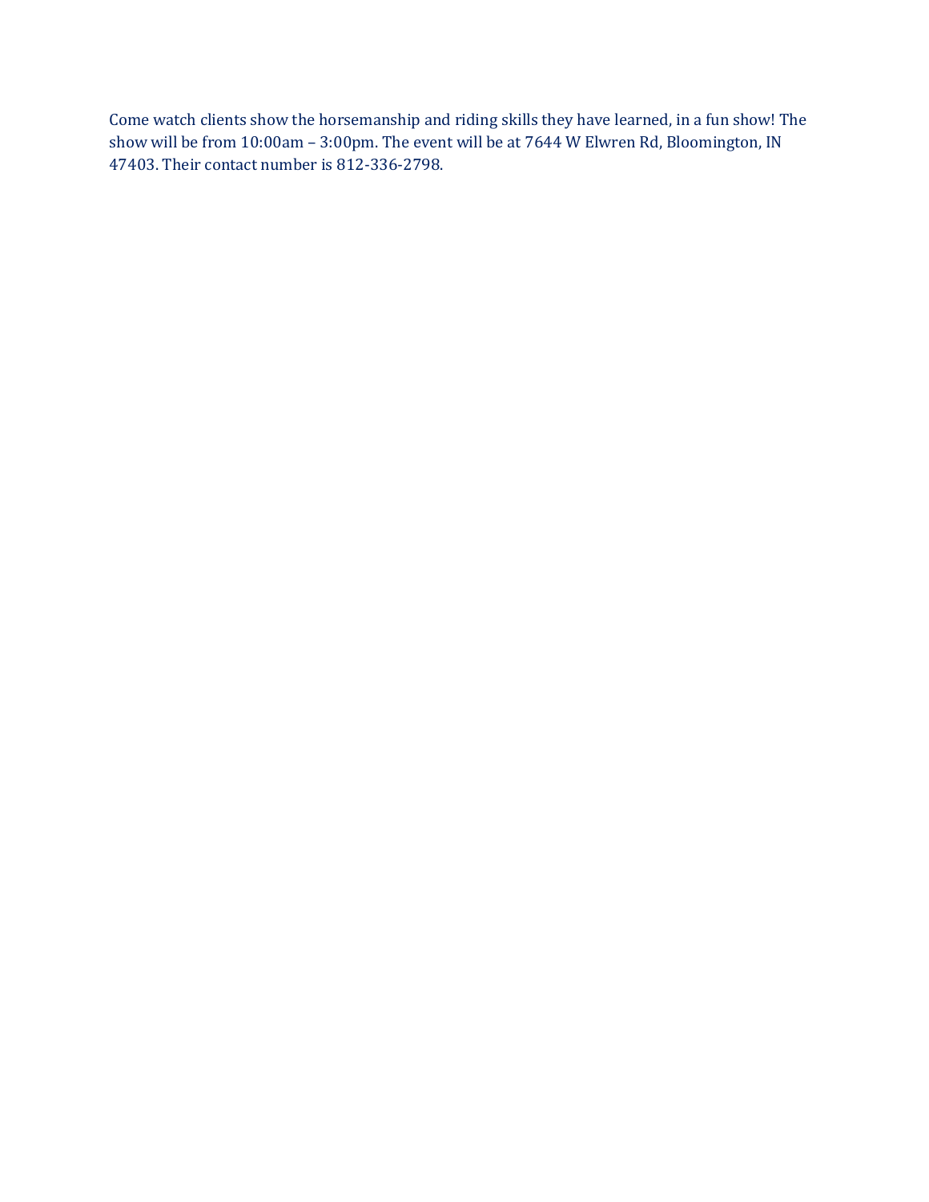Come watch clients show the horsemanship and riding skills they have learned, in a fun show! The show will be from 10:00am – 3:00pm. The event will be at 7644 W Elwren Rd, Bloomington, IN 47403. Their contact number is 812-336-2798.